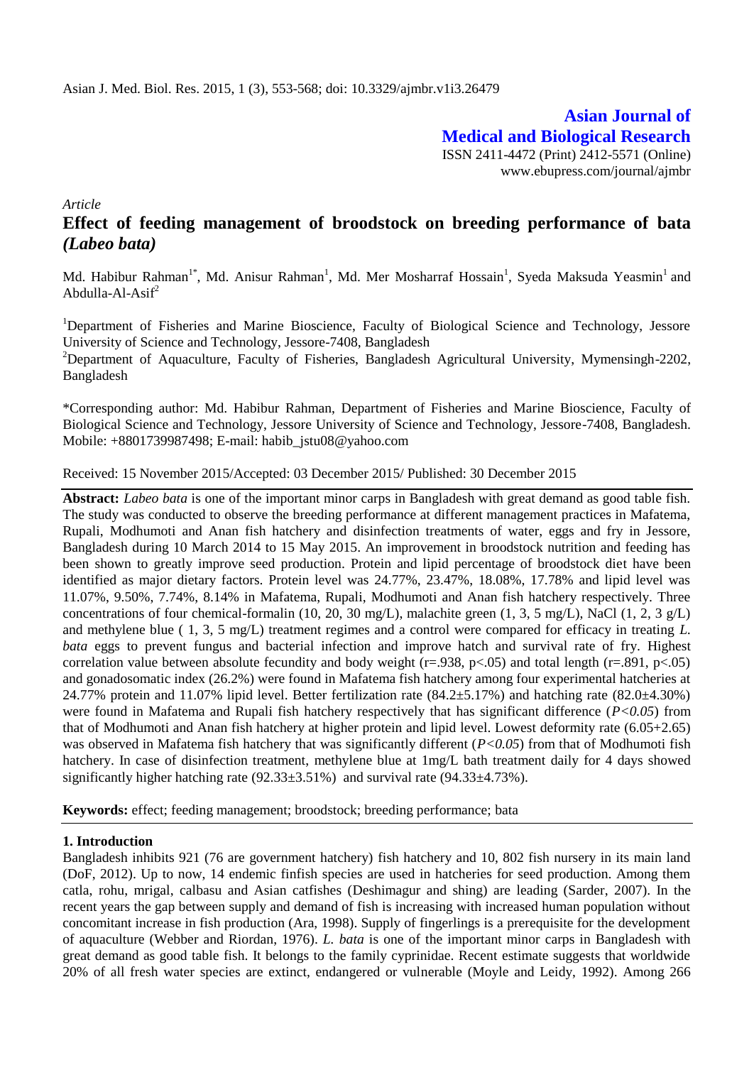Asian J. Med. Biol. Res. 2015, 1 (3), 553-568; doi: 10.3329/ajmbr.v1i3.26479

**Asian Journal of Medical and Biological Research**

ISSN 2411-4472 (Print) 2412-5571 (Online)
www.ebupress.com/journal/ajmbr

*Article*

# Effect of feeding management of broodstock on breeding performance of bata *(Labeo bata)*

Md. Habibur Rahman[1*], Md. Anisur Rahman[1], Md. Mer Mosharraf Hossain[1], Syeda Maksuda Yeasmin[1] and Abdulla-Al-Asif[2]

[1]Department of Fisheries and Marine Bioscience, Faculty of Biological Science and Technology, Jessore University of Science and Technology, Jessore-7408, Bangladesh

[2]Department of Aquaculture, Faculty of Fisheries, Bangladesh Agricultural University, Mymensingh-2202, Bangladesh

*Corresponding author: Md. Habibur Rahman, Department of Fisheries and Marine Bioscience, Faculty of Biological Science and Technology, Jessore University of Science and Technology, Jessore-7408, Bangladesh. Mobile: +8801739987498; E-mail: habib_jstu08@yahoo.com

Received: 15 November 2015/Accepted: 03 December 2015/ Published: 30 December 2015

**Abstract:** *Labeo bata* is one of the important minor carps in Bangladesh with great demand as good table fish. The study was conducted to observe the breeding performance at different management practices in Mafatema, Rupali, Modhumoti and Anan fish hatchery and disinfection treatments of water, eggs and fry in Jessore, Bangladesh during 10 March 2014 to 15 May 2015. An improvement in broodstock nutrition and feeding has been shown to greatly improve seed production. Protein and lipid percentage of broodstock diet have been identified as major dietary factors. Protein level was 24.77%, 23.47%, 18.08%, 17.78% and lipid level was 11.07%, 9.50%, 7.74%, 8.14% in Mafatema, Rupali, Modhumoti and Anan fish hatchery respectively. Three concentrations of four chemical-formalin (10, 20, 30 mg/L), malachite green (1, 3, 5 mg/L), NaCl (1, 2, 3 g/L) and methylene blue ( 1, 3, 5 mg/L) treatment regimes and a control were compared for efficacy in treating *L. bata* eggs to prevent fungus and bacterial infection and improve hatch and survival rate of fry. Highest correlation value between absolute fecundity and body weight (r=.938, p<.05) and total length (r=.891, p<.05) and gonadosomatic index (26.2%) were found in Mafatema fish hatchery among four experimental hatcheries at 24.77% protein and 11.07% lipid level. Better fertilization rate (84.2±5.17%) and hatching rate (82.0±4.30%) were found in Mafatema and Rupali fish hatchery respectively that has significant difference (*P<0.05*) from that of Modhumoti and Anan fish hatchery at higher protein and lipid level. Lowest deformity rate (6.05+2.65) was observed in Mafatema fish hatchery that was significantly different (*P<0.05*) from that of Modhumoti fish hatchery. In case of disinfection treatment, methylene blue at 1mg/L bath treatment daily for 4 days showed significantly higher hatching rate (92.33±3.51%) and survival rate (94.33±4.73%).

**Keywords:** effect; feeding management; broodstock; breeding performance; bata

## 1. Introduction

Bangladesh inhibits 921 (76 are government hatchery) fish hatchery and 10, 802 fish nursery in its main land (DoF, 2012). Up to now, 14 endemic finfish species are used in hatcheries for seed production. Among them catla, rohu, mrigal, calbasu and Asian catfishes (Deshimagur and shing) are leading (Sarder, 2007). In the recent years the gap between supply and demand of fish is increasing with increased human population without concomitant increase in fish production (Ara, 1998). Supply of fingerlings is a prerequisite for the development of aquaculture (Webber and Riordan, 1976). *L. bata* is one of the important minor carps in Bangladesh with great demand as good table fish. It belongs to the family cyprinidae. Recent estimate suggests that worldwide 20% of all fresh water species are extinct, endangered or vulnerable (Moyle and Leidy, 1992). Among 266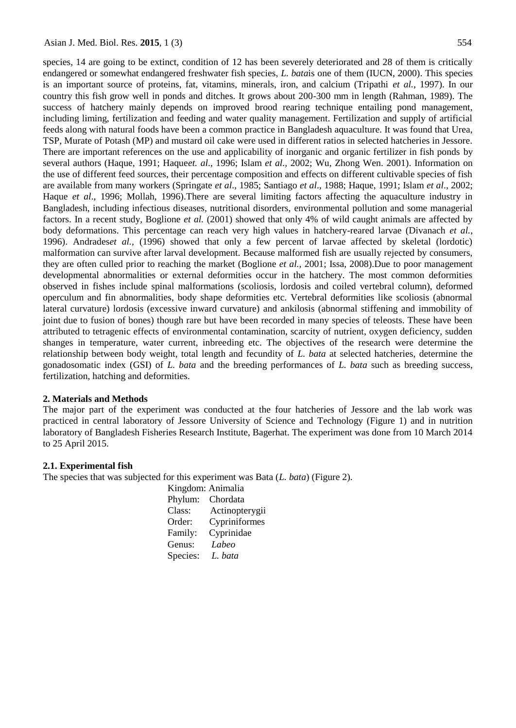species, 14 are going to be extinct, condition of 12 has been severely deteriorated and 28 of them is critically endangered or somewhat endangered freshwater fish species, *L. bata*is one of them (IUCN, 2000). This species is an important source of proteins, fat, vitamins, minerals, iron, and calcium (Tripathi *et al.,* 1997). In our country this fish grow well in ponds and ditches. It grows about 200-300 mm in length (Rahman, 1989). The success of hatchery mainly depends on improved brood rearing technique entailing pond management, including liming, fertilization and feeding and water quality management. Fertilization and supply of artificial feeds along with natural foods have been a common practice in Bangladesh aquaculture. It was found that Urea, TSP, Murate of Potash (MP) and mustard oil cake were used in different ratios in selected hatcheries in Jessore. There are important references on the use and applicability of inorganic and organic fertilizer in fish ponds by several authors (Haque, 1991; Haque*et. al*., 1996; Islam *et al.,* 2002; Wu, Zhong Wen. 2001). Information on the use of different feed sources, their percentage composition and effects on different cultivable species of fish are available from many workers (Springate *et al*., 1985; Santiago *et al*., 1988; Haque, 1991; Islam *et al*., 2002; Haque *et al*., 1996; Mollah, 1996).There are several limiting factors affecting the aquaculture industry in Bangladesh, including infectious diseases, nutritional disorders, environmental pollution and some managerial factors. In a recent study, Boglione *et al.* (2001) showed that only 4% of wild caught animals are affected by body deformations. This percentage can reach very high values in hatchery-reared larvae (Divanach *et al.,* 1996). Andrades*et al.,* (1996) showed that only a few percent of larvae affected by skeletal (lordotic) malformation can survive after larval development. Because malformed fish are usually rejected by consumers, they are often culled prior to reaching the market (Boglione *et al.,* 2001; Issa, 2008).Due to poor management developmental abnormalities or external deformities occur in the hatchery. The most common deformities observed in fishes include spinal malformations (scoliosis, lordosis and coiled vertebral column), deformed operculum and fin abnormalities, body shape deformities etc. Vertebral deformities like scoliosis (abnormal lateral curvature) lordosis (excessive inward curvature) and ankilosis (abnormal stiffening and immobility of joint due to fusion of bones) though rare but have been recorded in many species of teleosts. These have been attributed to tetragenic effects of environmental contamination, scarcity of nutrient, oxygen deficiency, sudden shanges in temperature, water current, inbreeding etc. The objectives of the research were determine the relationship between body weight, total length and fecundity of *L. bata* at selected hatcheries, determine the gonadosomatic index (GSI) of *L. bata* and the breeding performances of *L. bata* such as breeding success, fertilization, hatching and deformities.

## 2. Materials and Methods

The major part of the experiment was conducted at the four hatcheries of Jessore and the lab work was practiced in central laboratory of Jessore University of Science and Technology (Figure 1) and in nutrition laboratory of Bangladesh Fisheries Research Institute, Bagerhat. The experiment was done from 10 March 2014 to 25 April 2015.

### 2.1. Experimental fish

The species that was subjected for this experiment was Bata (*L. bata*) (Figure 2).

Kingdom: Animalia
Phylum: Chordata
Class: Actinopterygii
Order: Cypriniformes
Family: Cyprinidae
Genus: *Labeo*
Species: *L. bata*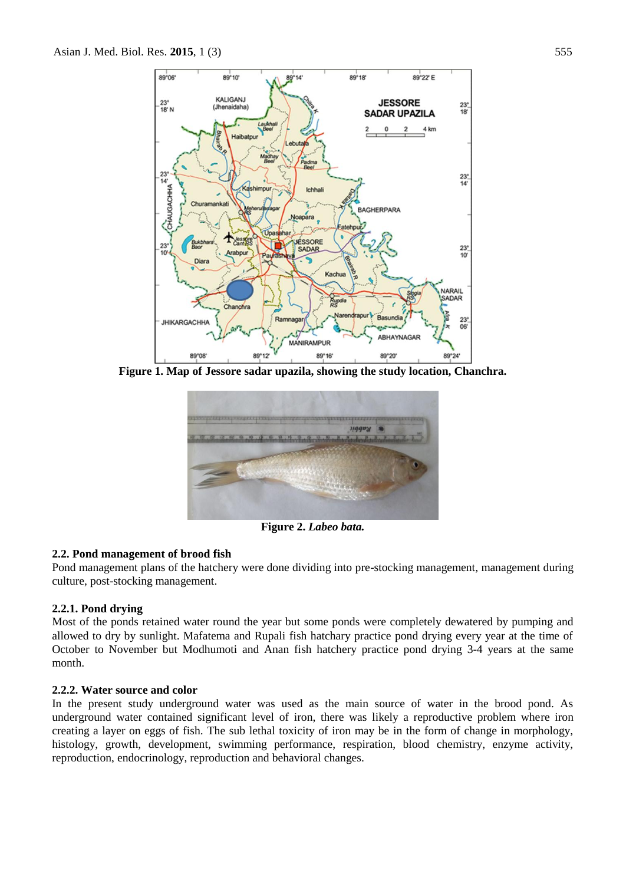Figure 1. Map of Jessore sadar upazila, showing the study location, Chanchra.

Figure 2. *Labeo bata.*

### 2.2. Pond management of brood fish

Pond management plans of the hatchery were done dividing into pre-stocking management, management during culture, post-stocking management.

#### 2.2.1. Pond drying

Most of the ponds retained water round the year but some ponds were completely dewatered by pumping and allowed to dry by sunlight. Mafatema and Rupali fish hatchary practice pond drying every year at the time of October to November but Modhumoti and Anan fish hatchery practice pond drying 3-4 years at the same month.

#### 2.2.2. Water source and color

In the present study underground water was used as the main source of water in the brood pond. As underground water contained significant level of iron, there was likely a reproductive problem where iron creating a layer on eggs of fish. The sub lethal toxicity of iron may be in the form of change in morphology, histology, growth, development, swimming performance, respiration, blood chemistry, enzyme activity, reproduction, endocrinology, reproduction and behavioral changes.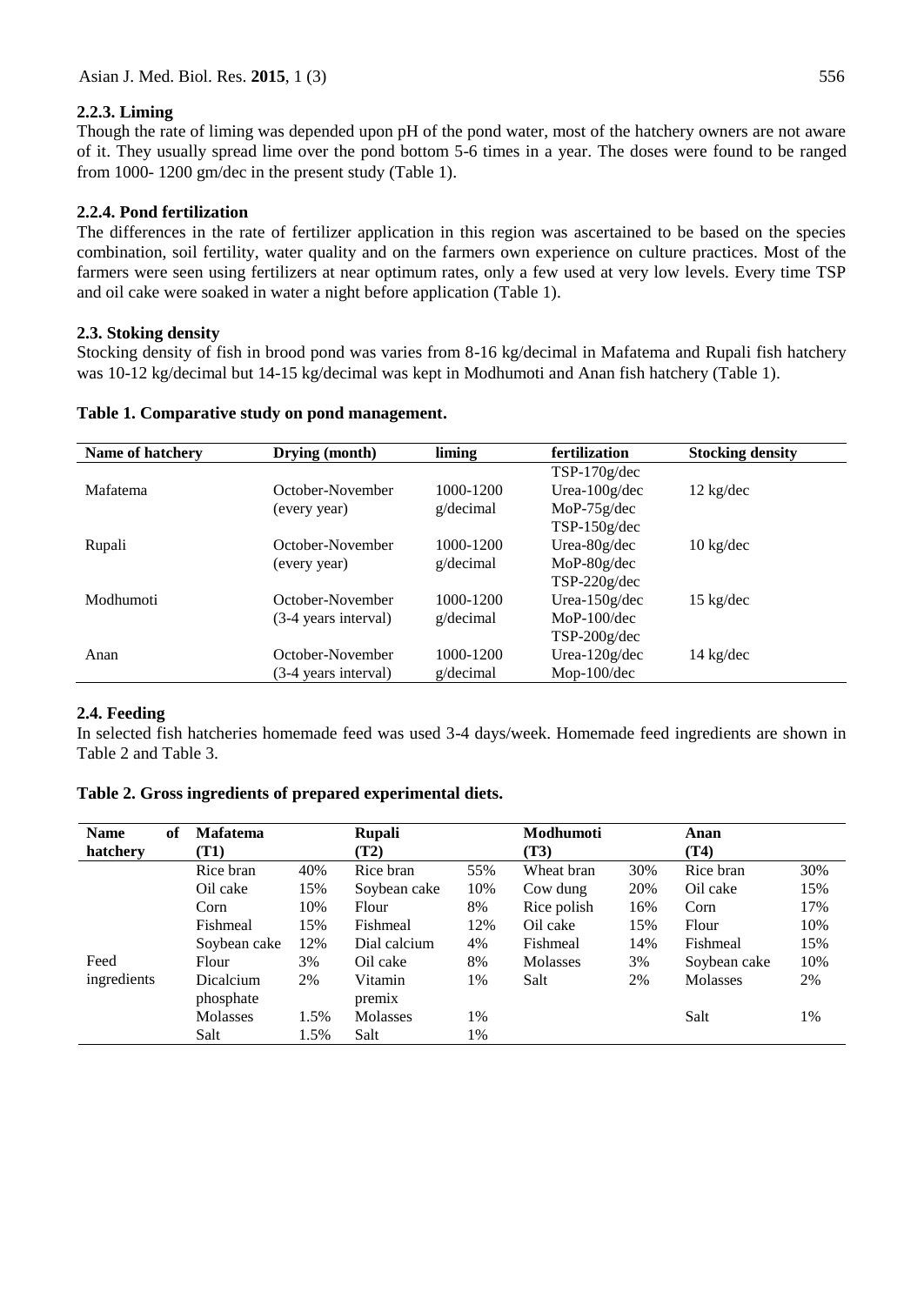### 2.2.3. Liming

Though the rate of liming was depended upon pH of the pond water, most of the hatchery owners are not aware of it. They usually spread lime over the pond bottom 5-6 times in a year. The doses were found to be ranged from 1000- 1200 gm/dec in the present study (Table 1).

### 2.2.4. Pond fertilization

The differences in the rate of fertilizer application in this region was ascertained to be based on the species combination, soil fertility, water quality and on the farmers own experience on culture practices. Most of the farmers were seen using fertilizers at near optimum rates, only a few used at very low levels. Every time TSP and oil cake were soaked in water a night before application (Table 1).

## 2.3. Stoking density

Stocking density of fish in brood pond was varies from 8-16 kg/decimal in Mafatema and Rupali fish hatchery was 10-12 kg/decimal but 14-15 kg/decimal was kept in Modhumoti and Anan fish hatchery (Table 1).

**Table 1. Comparative study on pond management.**

| Name of hatchery | Drying (month) | liming | fertilization | Stocking density |
|---|---|---|---|---|
| Mafatema | October-November (every year) | 1000-1200 g/decimal | TSP-170g/dec Urea-100g/dec MoP-75g/dec | 12 kg/dec |
| Rupali | October-November (every year) | 1000-1200 g/decimal | TSP-150g/dec Urea-80g/dec MoP-80g/dec | 10 kg/dec |
| Modhumoti | October-November (3-4 years interval) | 1000-1200 g/decimal | TSP-220g/dec Urea-150g/dec MoP-100/dec | 15 kg/dec |
| Anan | October-November (3-4 years interval) | 1000-1200 g/decimal | TSP-200g/dec Urea-120g/dec Mop-100/dec | 14 kg/dec |

## 2.4. Feeding

In selected fish hatcheries homemade feed was used 3-4 days/week. Homemade feed ingredients are shown in Table 2 and Table 3.

**Table 2. Gross ingredients of prepared experimental diets.**

| Name of hatchery | Mafatema (T1) | | Rupali (T2) | | Modhumoti (T3) | | Anan (T4) | |
|---|---|---|---|---|---|---|---|---|
| Feed ingredients | Rice bran | 40% | Rice bran | 55% | Wheat bran | 30% | Rice bran | 30% |
| | Oil cake | 15% | Soybean cake | 10% | Cow dung | 20% | Oil cake | 15% |
| | Corn | 10% | Flour | 8% | Rice polish | 16% | Corn | 17% |
| | Fishmeal | 15% | Fishmeal | 12% | Oil cake | 15% | Flour | 10% |
| | Soybean cake | 12% | Dial calcium | 4% | Fishmeal | 14% | Fishmeal | 15% |
| | Flour | 3% | Oil cake | 8% | Molasses | 3% | Soybean cake | 10% |
| | Dicalcium phosphate | 2% | Vitamin premix | 1% | Salt | 2% | Molasses | 2% |
| | Molasses | 1.5% | Molasses | 1% | | | Salt | 1% |
| | Salt | 1.5% | Salt | 1% | | | | |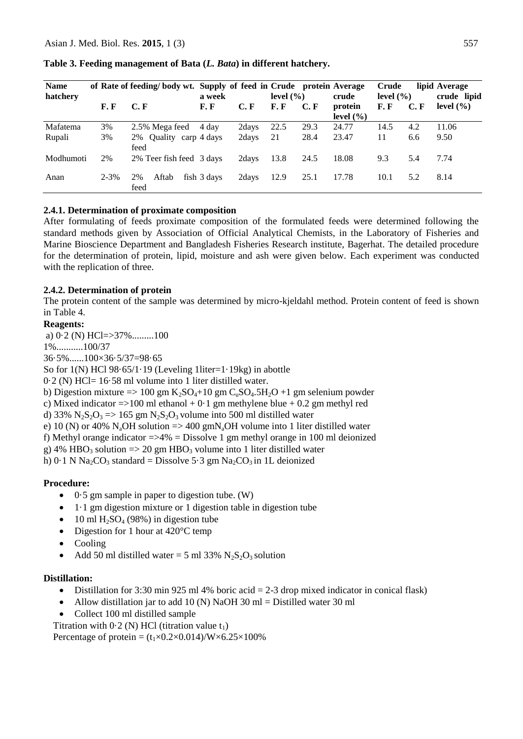**Table 3. Feeding management of Bata (*L. Bata*) in different hatchery.**

| Name of hatchery | Rate of feeding/ body wt. | | Supply of feed in a week | | Crude protein level (%) | | Average crude protein level (%) | Crude lipid level (%) | | Average crude lipid level (%) |
|---|---|---|---|---|---|---|---|---|---|---|
| | F. F | C. F | F. F | C. F | F. F | C. F | | F. F | C. F | |
| Mafatema | 3% | 2.5% Mega feed | 4 day | 2days | 22.5 | 29.3 | 24.77 | 14.5 | 4.2 | 11.06 |
| Rupali | 3% | 2% Quality carp feed | 4 days | 2days | 21 | 28.4 | 23.47 | 11 | 6.6 | 9.50 |
| Modhumoti | 2% | 2% Teer fish feed | 3 days | 2days | 13.8 | 24.5 | 18.08 | 9.3 | 5.4 | 7.74 |
| Anan | 2-3% | 2% Aftab fish feed | 3 days | 2days | 12.9 | 25.1 | 17.78 | 10.1 | 5.2 | 8.14 |

### 2.4.1. Determination of proximate composition

After formulating of feeds proximate composition of the formulated feeds were determined following the standard methods given by Association of Official Analytical Chemists, in the Laboratory of Fisheries and Marine Bioscience Department and Bangladesh Fisheries Research institute, Bagerhat. The detailed procedure for the determination of protein, lipid, moisture and ash were given below. Each experiment was conducted with the replication of three.

### 2.4.2. Determination of protein

The protein content of the sample was determined by micro-kjeldahl method. Protein content of feed is shown in Table 4.

**Reagents:**

a) 0·2 (N) HCl=>37%.........100

1%...........100/37

36·5%......100×36·5/37=98·65

So for 1(N) HCl 98·65/1·19 (Leveling 1liter=1·19kg) in abottle

0·2 (N) HCl= 16·58 ml volume into 1 liter distilled water.

b) Digestion mixture => 100 gm $K_2SO_4$+10 gm $C_uSO_4.5H_2O$ +1 gm selenium powder

c) Mixed indicator =>100 ml ethanol + 0·1 gm methylene blue + 0.2 gm methyl red

d) 33% $N_2S_2O_3$ => 165 gm $N_2S_2O_3$ volume into 500 ml distilled water

e) 10 (N) or 40% $N_aOH$ solution => 400 gm$N_aOH$ volume into 1 liter distilled water

f) Methyl orange indicator =>4% = Dissolve 1 gm methyl orange in 100 ml deionized

g) 4% $HBO_3$ solution => 20 gm $HBO_3$ volume into 1 liter distilled water

h) 0·1 N $Na_2CO_3$ standard = Dissolve 5·3 gm $Na_2CO_3$ in 1L deionized

**Procedure:**

- 0·5 gm sample in paper to digestion tube. (W)
- 1·1 gm digestion mixture or 1 digestion table in digestion tube
- 10 ml $H_2SO_4$ (98%) in digestion tube
- Digestion for 1 hour at 420°C temp
- Cooling
- Add 50 ml distilled water = 5 ml 33% $N_2S_2O_3$ solution

**Distillation:**

- Distillation for 3:30 min 925 ml 4% boric acid = 2-3 drop mixed indicator in conical flask)
- Allow distillation jar to add 10 (N) NaOH 30 ml = Distilled water 30 ml
- Collect 100 ml distilled sample

Titration with 0·2 (N) HCl (titration value $t_1$)

Percentage of protein = $(t_1 \times 0.2 \times 0.014)/W \times 6.25 \times 100\%$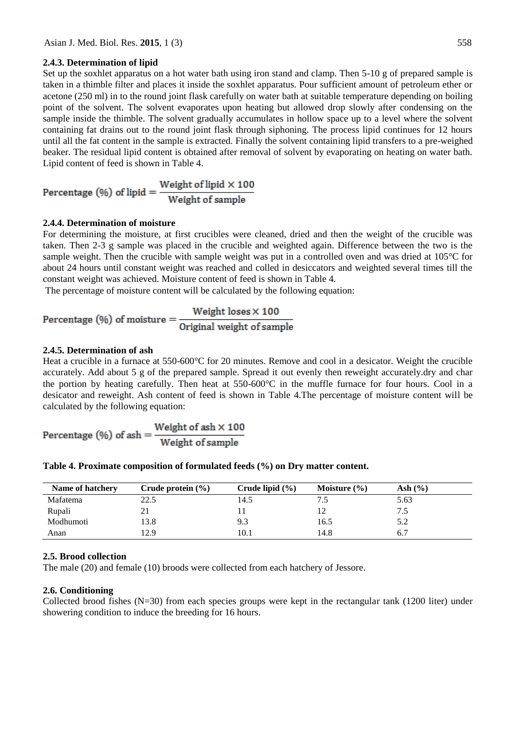### 2.4.3. Determination of lipid

Set up the soxhlet apparatus on a hot water bath using iron stand and clamp. Then 5-10 g of prepared sample is taken in a thimble filter and places it inside the soxhlet apparatus. Pour sufficient amount of petroleum ether or acetone (250 ml) in to the round joint flask carefully on water bath at suitable temperature depending on boiling point of the solvent. The solvent evaporates upon heating but allowed drop slowly after condensing on the sample inside the thimble. The solvent gradually accumulates in hollow space up to a level where the solvent containing fat drains out to the round joint flask through siphoning. The process lipid continues for 12 hours until all the fat content in the sample is extracted. Finally the solvent containing lipid transfers to a pre-weighed beaker. The residual lipid content is obtained after removal of solvent by evaporating on heating on water bath. Lipid content of feed is shown in Table 4.

$$\text{Percentage (\%) of lipid} = \frac{\text{Weight of lipid} \times 100}{\text{Weight of sample}}$$

### 2.4.4. Determination of moisture

For determining the moisture, at first crucibles were cleaned, dried and then the weight of the crucible was taken. Then 2-3 g sample was placed in the crucible and weighted again. Difference between the two is the sample weight. Then the crucible with sample weight was put in a controlled oven and was dried at 105°C for about 24 hours until constant weight was reached and colled in desiccators and weighted several times till the constant weight was achieved. Moisture content of feed is shown in Table 4.

The percentage of moisture content will be calculated by the following equation:

$$\text{Percentage (\%) of moisture} = \frac{\text{Weight loses} \times 100}{\text{Original weight of sample}}$$

### 2.4.5. Determination of ash

Heat a crucible in a furnace at 550-600°C for 20 minutes. Remove and cool in a desicator. Weight the crucible accurately. Add about 5 g of the prepared sample. Spread it out evenly then reweight accurately.dry and char the portion by heating carefully. Then heat at 550-600°C in the muffle furnace for four hours. Cool in a desicator and reweight. Ash content of feed is shown in Table 4.The percentage of moisture content will be calculated by the following equation:

$$\text{Percentage (\%) of ash} = \frac{\text{Weight of ash} \times 100}{\text{Weight of sample}}$$

**Table 4. Proximate composition of formulated feeds (%) on Dry matter content.**

| Name of hatchery | Crude protein (%) | Crude lipid (%) | Moisture (%) | Ash (%) |
|---|---|---|---|---|
| Mafatema | 22.5 | 14.5 | 7.5 | 5.63 |
| Rupali | 21 | 11 | 12 | 7.5 |
| Modhumoti | 13.8 | 9.3 | 16.5 | 5.2 |
| Anan | 12.9 | 10.1 | 14.8 | 6.7 |

## 2.5. Brood collection

The male (20) and female (10) broods were collected from each hatchery of Jessore.

## 2.6. Conditioning

Collected brood fishes (N=30) from each species groups were kept in the rectangular tank (1200 liter) under showering condition to induce the breeding for 16 hours.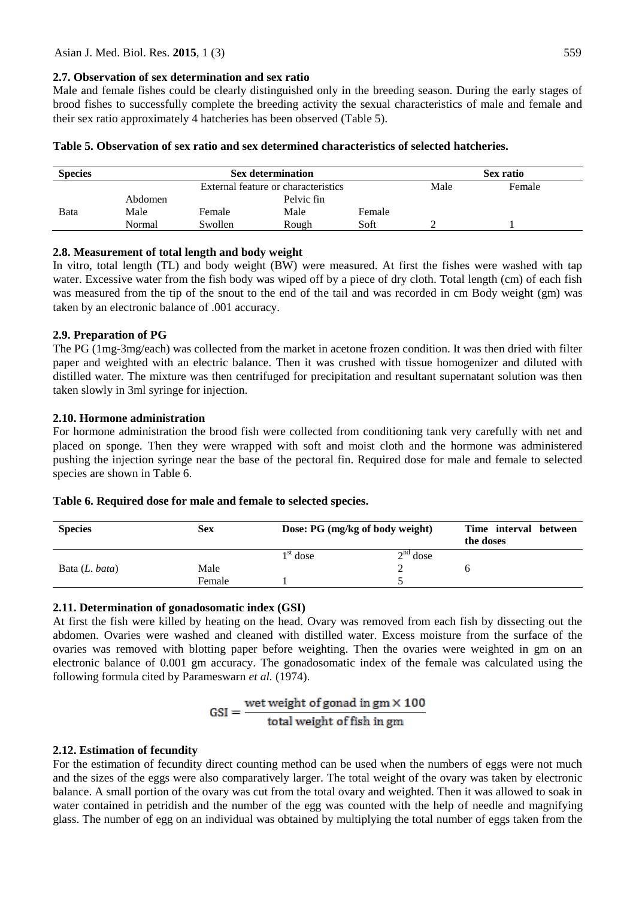### 2.7. Observation of sex determination and sex ratio

Male and female fishes could be clearly distinguished only in the breeding season. During the early stages of brood fishes to successfully complete the breeding activity the sexual characteristics of male and female and their sex ratio approximately 4 hatcheries has been observed (Table 5).

**Table 5. Observation of sex ratio and sex determined characteristics of selected hatcheries.**

| Species | Sex determination | | | | Sex ratio | |
|---|---|---|---|---|---|---|
| | External feature or characteristics | | | | Male | Female |
| | Abdomen | | Pelvic fin | | | |
| Bata | Male | Female | Male | Female | | |
| | Normal | Swollen | Rough | Soft | 2 | 1 |

### 2.8. Measurement of total length and body weight

In vitro, total length (TL) and body weight (BW) were measured. At first the fishes were washed with tap water. Excessive water from the fish body was wiped off by a piece of dry cloth. Total length (cm) of each fish was measured from the tip of the snout to the end of the tail and was recorded in cm Body weight (gm) was taken by an electronic balance of .001 accuracy.

### 2.9. Preparation of PG

The PG (1mg-3mg/each) was collected from the market in acetone frozen condition. It was then dried with filter paper and weighted with an electric balance. Then it was crushed with tissue homogenizer and diluted with distilled water. The mixture was then centrifuged for precipitation and resultant supernatant solution was then taken slowly in 3ml syringe for injection.

### 2.10. Hormone administration

For hormone administration the brood fish were collected from conditioning tank very carefully with net and placed on sponge. Then they were wrapped with soft and moist cloth and the hormone was administered pushing the injection syringe near the base of the pectoral fin. Required dose for male and female to selected species are shown in Table 6.

**Table 6. Required dose for male and female to selected species.**

| Species | Sex | Dose: PG (mg/kg of body weight) | | Time interval between the doses |
|---|---|---|---|---|
| | | $1^{st}$ dose | $2^{nd}$ dose | |
| Bata (*L. bata*) | Male | | 2 | 6 |
| | Female | 1 | 5 | |

### 2.11. Determination of gonadosomatic index (GSI)

At first the fish were killed by heating on the head. Ovary was removed from each fish by dissecting out the abdomen. Ovaries were washed and cleaned with distilled water. Excess moisture from the surface of the ovaries was removed with blotting paper before weighting. Then the ovaries were weighted in gm on an electronic balance of 0.001 gm accuracy. The gonadosomatic index of the female was calculated using the following formula cited by Parameswarn *et al.* (1974).

$$GSI = \frac{\text{wet weight of gonad in gm} \times 100}{\text{total weight of fish in gm}}$$

### 2.12. Estimation of fecundity

For the estimation of fecundity direct counting method can be used when the numbers of eggs were not much and the sizes of the eggs were also comparatively larger. The total weight of the ovary was taken by electronic balance. A small portion of the ovary was cut from the total ovary and weighted. Then it was allowed to soak in water contained in petridish and the number of the egg was counted with the help of needle and magnifying glass. The number of egg on an individual was obtained by multiplying the total number of eggs taken from the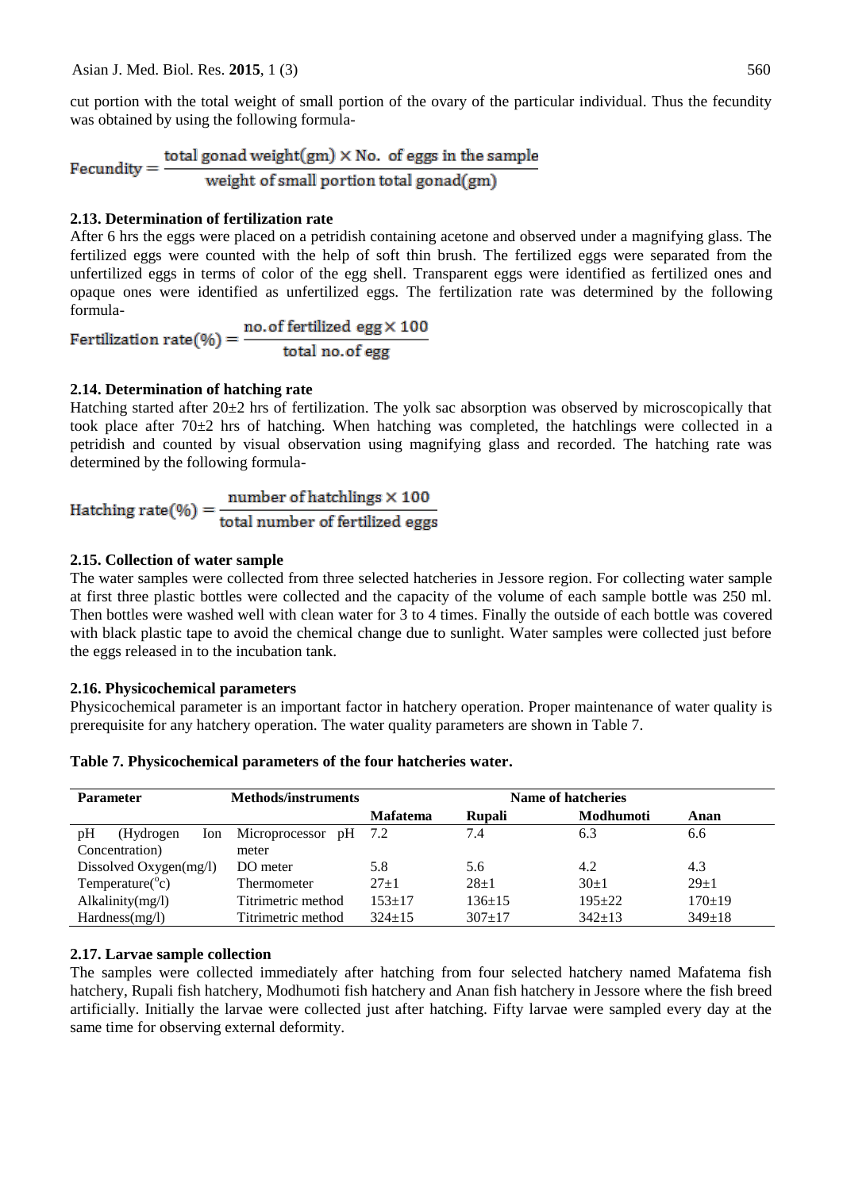cut portion with the total weight of small portion of the ovary of the particular individual. Thus the fecundity was obtained by using the following formula-

$$\text{Fecundity} = \frac{\text{total gonad weight(gm)} \times \text{No. of eggs in the sample}}{\text{weight of small portion total gonad(gm)}}$$

### 2.13. Determination of fertilization rate

After 6 hrs the eggs were placed on a petridish containing acetone and observed under a magnifying glass. The fertilized eggs were counted with the help of soft thin brush. The fertilized eggs were separated from the unfertilized eggs in terms of color of the egg shell. Transparent eggs were identified as fertilized ones and opaque ones were identified as unfertilized eggs. The fertilization rate was determined by the following formula-

$$\text{Fertilization rate(\%)} = \frac{\text{no. of fertilized egg} \times 100}{\text{total no. of egg}}$$

### 2.14. Determination of hatching rate

Hatching started after 20±2 hrs of fertilization. The yolk sac absorption was observed by microscopically that took place after 70±2 hrs of hatching. When hatching was completed, the hatchlings were collected in a petridish and counted by visual observation using magnifying glass and recorded. The hatching rate was determined by the following formula-

$$\text{Hatching rate(\%)} = \frac{\text{number of hatchlings} \times 100}{\text{total number of fertilized eggs}}$$

### 2.15. Collection of water sample

The water samples were collected from three selected hatcheries in Jessore region. For collecting water sample at first three plastic bottles were collected and the capacity of the volume of each sample bottle was 250 ml. Then bottles were washed well with clean water for 3 to 4 times. Finally the outside of each bottle was covered with black plastic tape to avoid the chemical change due to sunlight. Water samples were collected just before the eggs released in to the incubation tank.

### 2.16. Physicochemical parameters

Physicochemical parameter is an important factor in hatchery operation. Proper maintenance of water quality is prerequisite for any hatchery operation. The water quality parameters are shown in Table 7.

**Table 7. Physicochemical parameters of the four hatcheries water.**

| Parameter | Methods/instruments | Name of hatcheries | | | |
|---|---|---|---|---|---|
| | | **Mafatema** | **Rupali** | **Modhumoti** | **Anan** |
| pH (Hydrogen Ion Concentration) | Microprocessor pH meter | 7.2 | 7.4 | 6.3 | 6.6 |
| Dissolved Oxygen(mg/l) | DO meter | 5.8 | 5.6 | 4.2 | 4.3 |
| Temperature($^{o}$c) | Thermometer | 27±1 | 28±1 | 30±1 | 29±1 |
| Alkalinity(mg/l) | Titrimetric method | 153±17 | 136±15 | 195±22 | 170±19 |
| Hardness(mg/l) | Titrimetric method | 324±15 | 307±17 | 342±13 | 349±18 |

### 2.17. Larvae sample collection

The samples were collected immediately after hatching from four selected hatchery named Mafatema fish hatchery, Rupali fish hatchery, Modhumoti fish hatchery and Anan fish hatchery in Jessore where the fish breed artificially. Initially the larvae were collected just after hatching. Fifty larvae were sampled every day at the same time for observing external deformity.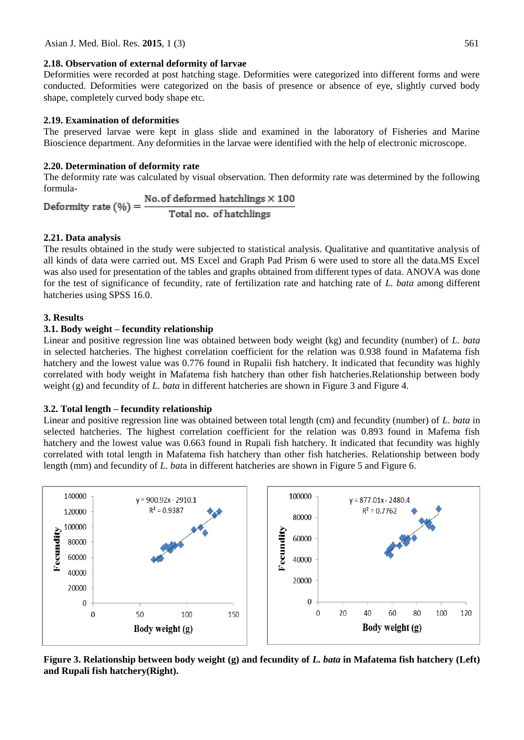**2.18. Observation of external deformity of larvae**

Deformities were recorded at post hatching stage. Deformities were categorized into different forms and were conducted. Deformities were categorized on the basis of presence or absence of eye, slightly curved body shape, completely curved body shape etc.

**2.19. Examination of deformities**

The preserved larvae were kept in glass slide and examined in the laboratory of Fisheries and Marine Bioscience department. Any deformities in the larvae were identified with the help of electronic microscope.

**2.20. Determination of deformity rate**

The deformity rate was calculated by visual observation. Then deformity rate was determined by the following formula-

$$\text{Deformity rate (\%)} = \frac{\text{No. of deformed hatchlings} \times 100}{\text{Total no. of hatchlings}}$$

**2.21. Data analysis**

The results obtained in the study were subjected to statistical analysis. Qualitative and quantitative analysis of all kinds of data were carried out. MS Excel and Graph Pad Prism 6 were used to store all the data.MS Excel was also used for presentation of the tables and graphs obtained from different types of data. ANOVA was done for the test of significance of fecundity, rate of fertilization rate and hatching rate of *L. bata* among different hatcheries using SPSS 16.0.

## 3. Results

**3.1. Body weight – fecundity relationship**

Linear and positive regression line was obtained between body weight (kg) and fecundity (number) of *L. bata* in selected hatcheries. The highest correlation coefficient for the relation was 0.938 found in Mafatema fish hatchery and the lowest value was 0.776 found in Rupalii fish hatchery. It indicated that fecundity was highly correlated with body weight in Mafatema fish hatchery than other fish hatcheries.Relationship between body weight (g) and fecundity of *L. bata* in different hatcheries are shown in Figure 3 and Figure 4.

**3.2. Total length – fecundity relationship**

Linear and positive regression line was obtained between total length (cm) and fecundity (number) of *L. bata* in selected hatcheries. The highest correlation coefficient for the relation was 0.893 found in Mafema fish hatchery and the lowest value was 0.663 found in Rupali fish hatchery. It indicated that fecundity was highly correlated with total length in Mafatema fish hatchery than other fish hatcheries. Relationship between body length (mm) and fecundity of *L. bat*a in different hatcheries are shown in Figure 5 and Figure 6.

$y = 900.92x - 2910.1$
$R^2 = 0.9387$
Fecundity
Body weight (g)

$y = 877.01x - 2480.4$
$R^2 = 0.7762$
Fecundity
Body weight (g)

**Figure 3. Relationship between body weight (g) and fecundity of *L. bata* in Mafatema fish hatchery (Left) and Rupali fish hatchery(Right).**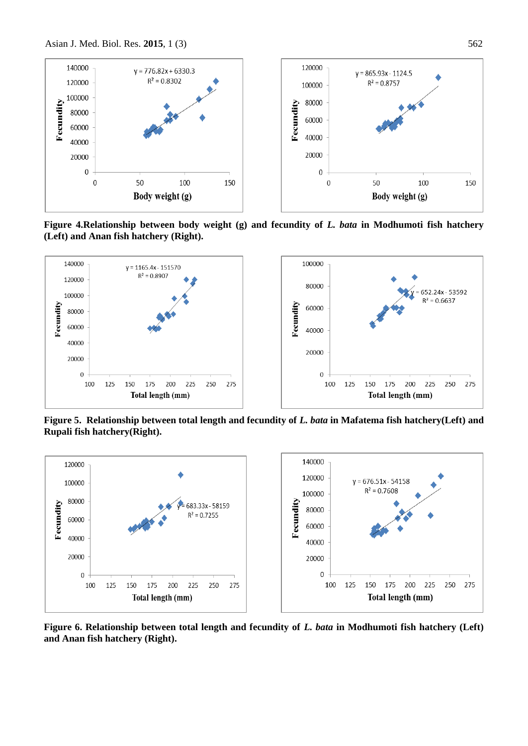140000
120000
100000
80000
60000
40000
20000
0

Fecundity

y = 776.82x + 6330.3
$R^2$ = 0.8302

0 50 100 150

Body weight (g)

120000
100000
80000
60000
40000
20000
0

Fecundity

y = 865.93x - 1124.5
$R^2$ = 0.8757

0 50 100 150

Body weight (g)

**Figure 4.Relationship between body weight (g) and fecundity of *L. bata* in Modhumoti fish hatchery (Left) and Anan fish hatchery (Right).**

140000
120000
100000
80000
60000
40000
20000
0

Fecundity

y = 1165.4x - 151570
$R^2$ = 0.8907

100 125 150 175 200 225 250 275

Total length (mm)

100000
80000
60000
40000
20000
0

Fecundity

y = 652.24x - 53592
$R^2$ = 0.6637

100 125 150 175 200 225 250 275

Total length (mm)

**Figure 5. Relationship between total length and fecundity of *L. bata* in Mafatema fish hatchery(Left) and Rupali fish hatchery(Right).**

120000
100000
80000
60000
40000
20000
0

Fecundity

y = 683.33x - 58159
$R^2$ = 0.7255

100 125 150 175 200 225 250 275

Total length (mm)

140000
120000
100000
80000
60000
40000
20000
0

Fecundity

y = 676.51x - 54158
$R^2$ = 0.7608

100 125 150 175 200 225 250 275

Total length (mm)

**Figure 6. Relationship between total length and fecundity of *L. bata* in Modhumoti fish hatchery (Left) and Anan fish hatchery (Right).**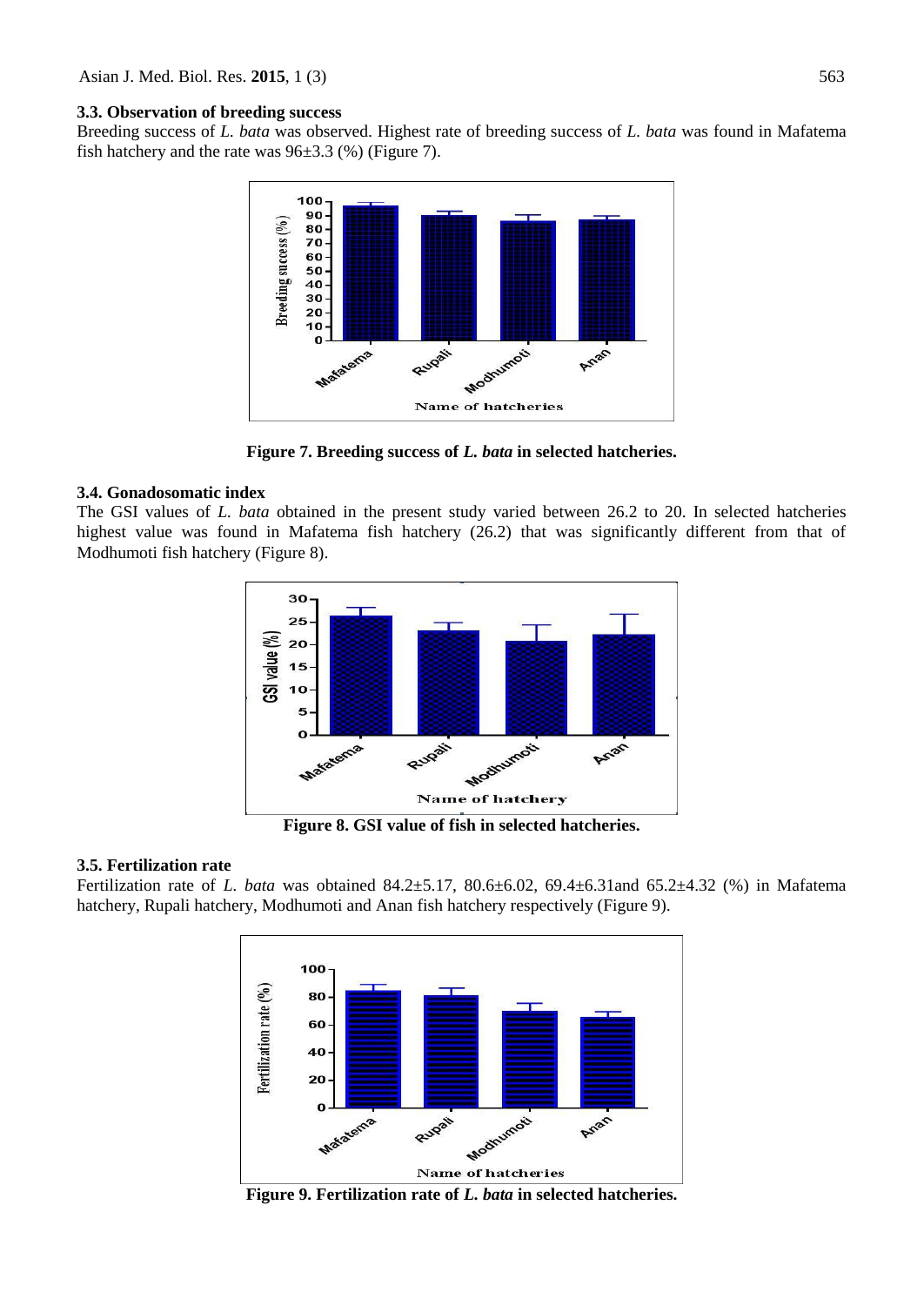### 3.3. Observation of breeding success

Breeding success of *L. bata* was observed. Highest rate of breeding success of *L. bata* was found in Mafatema fish hatchery and the rate was 96±3.3 (%) (Figure 7).

Breeding success (%)
100
90
80
70
60
50
40
30
20
10
0
Mafatema
Rupali
Modhumoti
Anan
Name of hatcheries

**Figure 7. Breeding success of *L. bata* in selected hatcheries.**

### 3.4. Gonadosomatic index

The GSI values of *L. bata* obtained in the present study varied between 26.2 to 20. In selected hatcheries highest value was found in Mafatema fish hatchery (26.2) that was significantly different from that of Modhumoti fish hatchery (Figure 8).

GSI value (%)
30
25
20
15
10
5
0
Mafatema
Rupali
Modhumoti
Anan
Name of hatchery

**Figure 8. GSI value of fish in selected hatcheries.**

### 3.5. Fertilization rate

Fertilization rate of *L. bata* was obtained 84.2±5.17, 80.6±6.02, 69.4±6.31and 65.2±4.32 (%) in Mafatema hatchery, Rupali hatchery, Modhumoti and Anan fish hatchery respectively (Figure 9).

Fertilization rate (%)
100
80
60
40
20
0
Mafatema
Rupali
Modhumoti
Anan
Name of hatcheries

**Figure 9. Fertilization rate of *L. bata* in selected hatcheries.**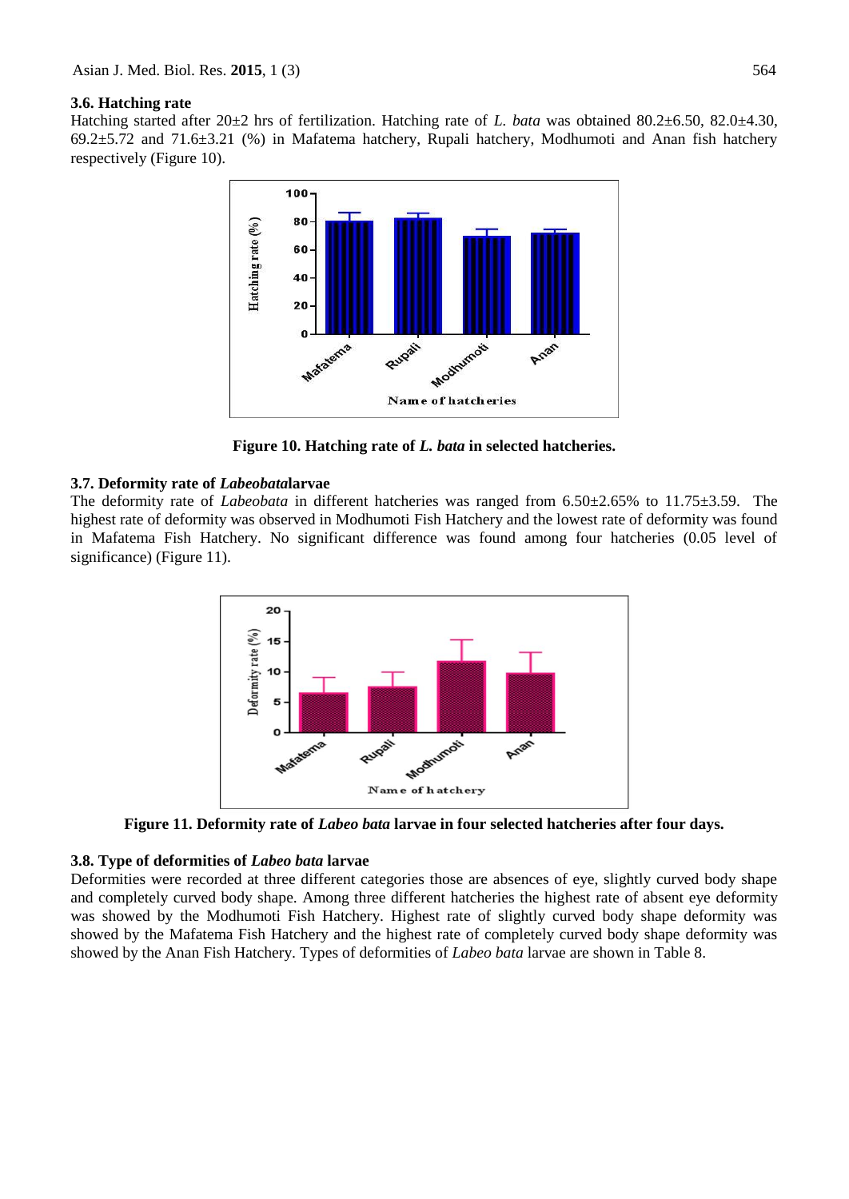### 3.6. Hatching rate

Hatching started after 20±2 hrs of fertilization. Hatching rate of *L. bata* was obtained 80.2±6.50, 82.0±4.30, 69.2±5.72 and 71.6±3.21 (%) in Mafatema hatchery, Rupali hatchery, Modhumoti and Anan fish hatchery respectively (Figure 10).

Hatching rate (%)
100
80
60
40
20
0
Mafatema
Rupali
Modhumoti
Anan
Name of hatcheries

**Figure 10. Hatching rate of *L. bata* in selected hatcheries.**

### 3.7. Deformity rate of *Labeobata*larvae

The deformity rate of *Labeobata* in different hatcheries was ranged from 6.50±2.65% to 11.75±3.59. The highest rate of deformity was observed in Modhumoti Fish Hatchery and the lowest rate of deformity was found in Mafatema Fish Hatchery. No significant difference was found among four hatcheries (0.05 level of significance) (Figure 11).

Deformity rate (%)
20
15
10
5
0
Mafatema
Rupali
Modhumoti
Anan
Name of hatchery

**Figure 11. Deformity rate of *Labeo bata* larvae in four selected hatcheries after four days.**

### 3.8. Type of deformities of *Labeo bata* larvae

Deformities were recorded at three different categories those are absences of eye, slightly curved body shape and completely curved body shape. Among three different hatcheries the highest rate of absent eye deformity was showed by the Modhumoti Fish Hatchery. Highest rate of slightly curved body shape deformity was showed by the Mafatema Fish Hatchery and the highest rate of completely curved body shape deformity was showed by the Anan Fish Hatchery. Types of deformities of *Labeo bata* larvae are shown in Table 8.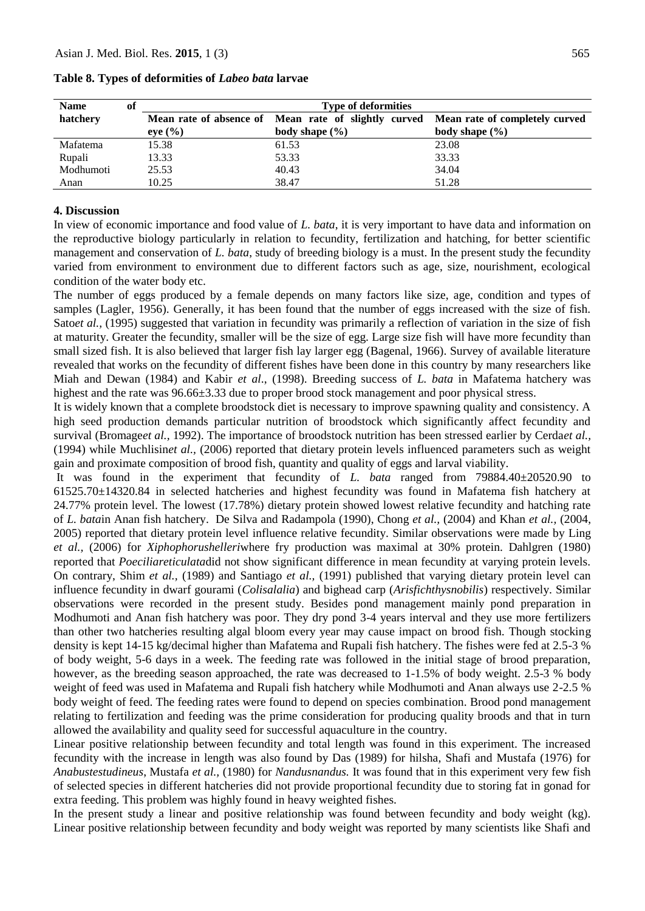**Table 8. Types of deformities of *Labeo bata* larvae**

| Name of hatchery | Type of deformities | | |
|---|---|---|---|
| | Mean rate of absence of eye (%) | Mean rate of slightly curved body shape (%) | Mean rate of completely curved body shape (%) |
| Mafatema | 15.38 | 61.53 | 23.08 |
| Rupali | 13.33 | 53.33 | 33.33 |
| Modhumoti | 25.53 | 40.43 | 34.04 |
| Anan | 10.25 | 38.47 | 51.28 |

## 4. Discussion

In view of economic importance and food value of *L. bata*, it is very important to have data and information on the reproductive biology particularly in relation to fecundity, fertilization and hatching, for better scientific management and conservation of *L. bata*, study of breeding biology is a must. In the present study the fecundity varied from environment to environment due to different factors such as age, size, nourishment, ecological condition of the water body etc.

The number of eggs produced by a female depends on many factors like size, age, condition and types of samples (Lagler, 1956). Generally, it has been found that the number of eggs increased with the size of fish. Sato*et al.,* (1995) suggested that variation in fecundity was primarily a reflection of variation in the size of fish at maturity. Greater the fecundity, smaller will be the size of egg. Large size fish will have more fecundity than small sized fish. It is also believed that larger fish lay larger egg (Bagenal, 1966). Survey of available literature revealed that works on the fecundity of different fishes have been done in this country by many researchers like Miah and Dewan (1984) and Kabir *et al*., (1998). Breeding success of *L. bata* in Mafatema hatchery was highest and the rate was 96.66±3.33 due to proper brood stock management and poor physical stress.

It is widely known that a complete broodstock diet is necessary to improve spawning quality and consistency. A high seed production demands particular nutrition of broodstock which significantly affect fecundity and survival (Bromage*et al.,* 1992). The importance of broodstock nutrition has been stressed earlier by Cerda*et al.,* (1994) while Muchlisin*et al.,* (2006) reported that dietary protein levels influenced parameters such as weight gain and proximate composition of brood fish, quantity and quality of eggs and larval viability.

It was found in the experiment that fecundity of *L. bata* ranged from 79884.40±20520.90 to 61525.70±14320.84 in selected hatcheries and highest fecundity was found in Mafatema fish hatchery at 24.77% protein level. The lowest (17.78%) dietary protein showed lowest relative fecundity and hatching rate of *L. bata*in Anan fish hatchery. De Silva and Radampola (1990), Chong *et al.,* (2004) and Khan *et al.,* (2004, 2005) reported that dietary protein level influence relative fecundity. Similar observations were made by Ling *et al.,* (2006) for *Xiphophorushelleri*where fry production was maximal at 30% protein. Dahlgren (1980) reported that *Poeciliareticulata*did not show significant difference in mean fecundity at varying protein levels. On contrary, Shim *et al.,* (1989) and Santiago *et al.,* (1991) published that varying dietary protein level can influence fecundity in dwarf gourami (*Colisalalia*) and bighead carp (*Arisfichthysnobilis*) respectively. Similar observations were recorded in the present study. Besides pond management mainly pond preparation in Modhumoti and Anan fish hatchery was poor. They dry pond 3-4 years interval and they use more fertilizers than other two hatcheries resulting algal bloom every year may cause impact on brood fish. Though stocking density is kept 14-15 kg/decimal higher than Mafatema and Rupali fish hatchery. The fishes were fed at 2.5-3 % of body weight, 5-6 days in a week. The feeding rate was followed in the initial stage of brood preparation, however, as the breeding season approached, the rate was decreased to 1-1.5% of body weight. 2.5-3 % body weight of feed was used in Mafatema and Rupali fish hatchery while Modhumoti and Anan always use 2-2.5 % body weight of feed. The feeding rates were found to depend on species combination. Brood pond management relating to fertilization and feeding was the prime consideration for producing quality broods and that in turn allowed the availability and quality seed for successful aquaculture in the country.

Linear positive relationship between fecundity and total length was found in this experiment. The increased fecundity with the increase in length was also found by Das (1989) for hilsha, Shafi and Mustafa (1976) for *Anabustestudineus*, Mustafa *et al.,* (1980) for *Nandusnandus.* It was found that in this experiment very few fish of selected species in different hatcheries did not provide proportional fecundity due to storing fat in gonad for extra feeding. This problem was highly found in heavy weighted fishes.

In the present study a linear and positive relationship was found between fecundity and body weight (kg). Linear positive relationship between fecundity and body weight was reported by many scientists like Shafi and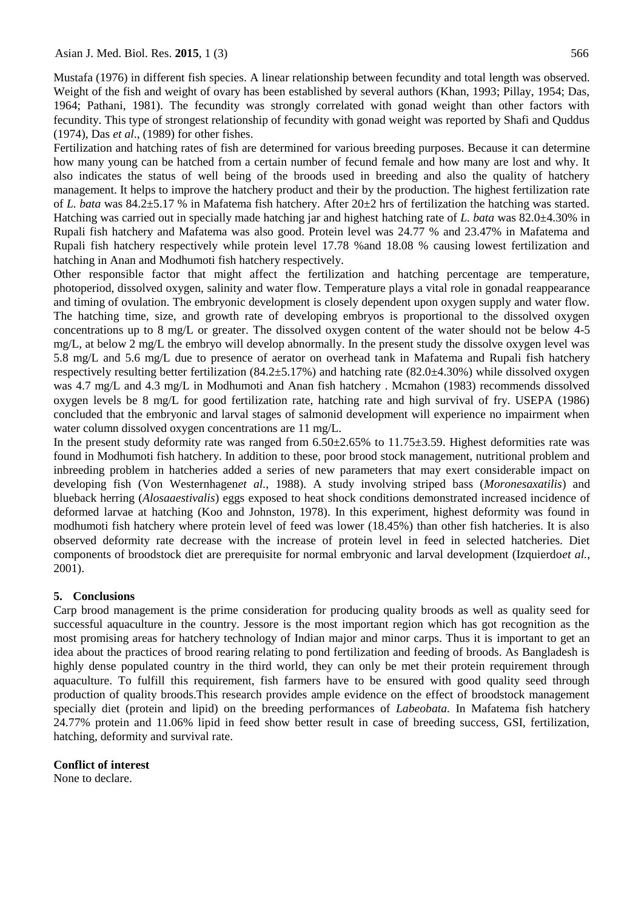Mustafa (1976) in different fish species. A linear relationship between fecundity and total length was observed. Weight of the fish and weight of ovary has been established by several authors (Khan, 1993; Pillay, 1954; Das, 1964; Pathani, 1981). The fecundity was strongly correlated with gonad weight than other factors with fecundity. This type of strongest relationship of fecundity with gonad weight was reported by Shafi and Quddus (1974), Das *et al*., (1989) for other fishes.

Fertilization and hatching rates of fish are determined for various breeding purposes. Because it can determine how many young can be hatched from a certain number of fecund female and how many are lost and why. It also indicates the status of well being of the broods used in breeding and also the quality of hatchery management. It helps to improve the hatchery product and their by the production. The highest fertilization rate of *L. bata* was 84.2±5.17 % in Mafatema fish hatchery. After 20±2 hrs of fertilization the hatching was started. Hatching was carried out in specially made hatching jar and highest hatching rate of *L. bata* was 82.0±4.30% in Rupali fish hatchery and Mafatema was also good. Protein level was 24.77 % and 23.47% in Mafatema and Rupali fish hatchery respectively while protein level 17.78 %and 18.08 % causing lowest fertilization and hatching in Anan and Modhumoti fish hatchery respectively.

Other responsible factor that might affect the fertilization and hatching percentage are temperature, photoperiod, dissolved oxygen, salinity and water flow. Temperature plays a vital role in gonadal reappearance and timing of ovulation. The embryonic development is closely dependent upon oxygen supply and water flow. The hatching time, size, and growth rate of developing embryos is proportional to the dissolved oxygen concentrations up to 8 mg/L or greater. The dissolved oxygen content of the water should not be below 4-5 mg/L, at below 2 mg/L the embryo will develop abnormally. In the present study the dissolve oxygen level was 5.8 mg/L and 5.6 mg/L due to presence of aerator on overhead tank in Mafatema and Rupali fish hatchery respectively resulting better fertilization (84.2±5.17%) and hatching rate (82.0±4.30%) while dissolved oxygen was 4.7 mg/L and 4.3 mg/L in Modhumoti and Anan fish hatchery . Mcmahon (1983) recommends dissolved oxygen levels be 8 mg/L for good fertilization rate, hatching rate and high survival of fry. USEPA (1986) concluded that the embryonic and larval stages of salmonid development will experience no impairment when water column dissolved oxygen concentrations are 11 mg/L.

In the present study deformity rate was ranged from 6.50±2.65% to 11.75±3.59. Highest deformities rate was found in Modhumoti fish hatchery. In addition to these, poor brood stock management, nutritional problem and inbreeding problem in hatcheries added a series of new parameters that may exert considerable impact on developing fish (Von Westernhagen*et al.*, 1988). A study involving striped bass (*Moronesaxatilis*) and blueback herring (*Alosaaestivalis*) eggs exposed to heat shock conditions demonstrated increased incidence of deformed larvae at hatching (Koo and Johnston, 1978). In this experiment, highest deformity was found in modhumoti fish hatchery where protein level of feed was lower (18.45%) than other fish hatcheries. It is also observed deformity rate decrease with the increase of protein level in feed in selected hatcheries. Diet components of broodstock diet are prerequisite for normal embryonic and larval development (Izquierdo*et al.*, 2001).

## 5. Conclusions

Carp brood management is the prime consideration for producing quality broods as well as quality seed for successful aquaculture in the country. Jessore is the most important region which has got recognition as the most promising areas for hatchery technology of Indian major and minor carps. Thus it is important to get an idea about the practices of brood rearing relating to pond fertilization and feeding of broods. As Bangladesh is highly dense populated country in the third world, they can only be met their protein requirement through aquaculture. To fulfill this requirement, fish farmers have to be ensured with good quality seed through production of quality broods.This research provides ample evidence on the effect of broodstock management specially diet (protein and lipid) on the breeding performances of *Labeobata.* In Mafatema fish hatchery 24.77% protein and 11.06% lipid in feed show better result in case of breeding success, GSI, fertilization, hatching, deformity and survival rate.

**Conflict of interest**

None to declare.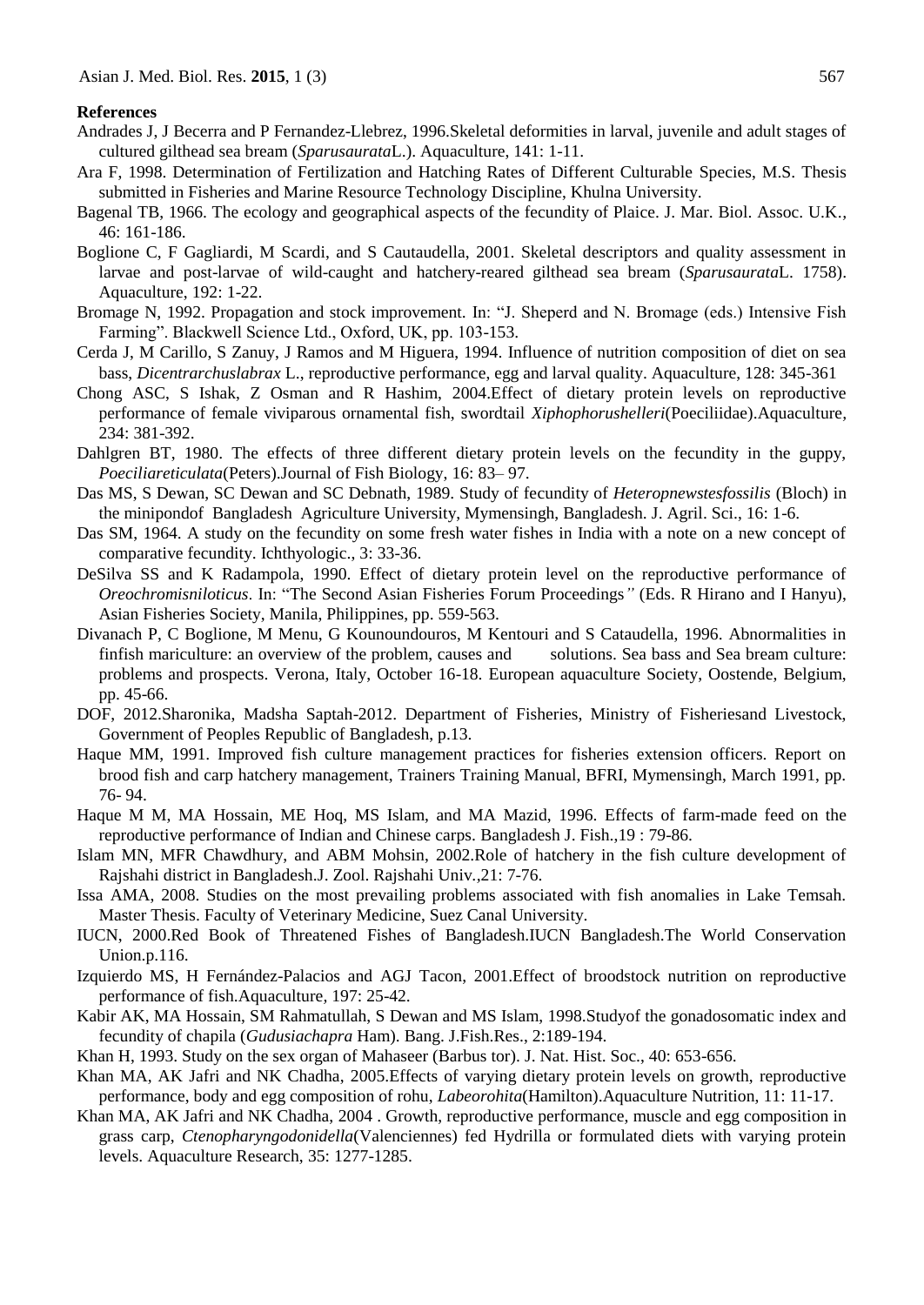**References**

Andrades J, J Becerra and P Fernandez-Llebrez, 1996.Skeletal deformities in larval, juvenile and adult stages of cultured gilthead sea bream (*Sparusaurata*L.). Aquaculture, 141: 1-11.

Ara F, 1998. Determination of Fertilization and Hatching Rates of Different Culturable Species, M.S. Thesis submitted in Fisheries and Marine Resource Technology Discipline, Khulna University.

Bagenal TB, 1966. The ecology and geographical aspects of the fecundity of Plaice. J. Mar. Biol. Assoc. U.K., 46: 161-186.

Boglione C, F Gagliardi, M Scardi, and S Cautaudella, 2001. Skeletal descriptors and quality assessment in larvae and post-larvae of wild-caught and hatchery-reared gilthead sea bream (*Sparusaurata*L. 1758). Aquaculture, 192: 1-22.

Bromage N, 1992. Propagation and stock improvement. In: "J. Sheperd and N. Bromage (eds.) Intensive Fish Farming". Blackwell Science Ltd., Oxford, UK, pp. 103-153.

Cerda J, M Carillo, S Zanuy, J Ramos and M Higuera, 1994. Influence of nutrition composition of diet on sea bass, *Dicentrarchuslabrax* L., reproductive performance, egg and larval quality. Aquaculture, 128: 345-361

Chong ASC, S Ishak, Z Osman and R Hashim, 2004.Effect of dietary protein levels on reproductive performance of female viviparous ornamental fish, swordtail *Xiphophorushelleri*(Poeciliidae).Aquaculture, 234: 381-392.

Dahlgren BT, 1980. The effects of three different dietary protein levels on the fecundity in the guppy, *Poeciliareticulata*(Peters).Journal of Fish Biology, 16: 83– 97.

Das MS, S Dewan, SC Dewan and SC Debnath, 1989. Study of fecundity of *Heteropnewstesfossilis* (Bloch) in the minipondof Bangladesh Agriculture University, Mymensingh, Bangladesh. J. Agril. Sci., 16: 1-6.

Das SM, 1964. A study on the fecundity on some fresh water fishes in India with a note on a new concept of comparative fecundity. Ichthyologic., 3: 33-36.

DeSilva SS and K Radampola, 1990. Effect of dietary protein level on the reproductive performance of *Oreochromisniloticus*. In: "The Second Asian Fisheries Forum Proceedings*"* (Eds. R Hirano and I Hanyu), Asian Fisheries Society, Manila, Philippines, pp. 559-563.

Divanach P, C Boglione, M Menu, G Kounoundouros, M Kentouri and S Cataudella, 1996. Abnormalities in finfish mariculture: an overview of the problem, causes and solutions. Sea bass and Sea bream culture: problems and prospects. Verona, Italy, October 16-18. European aquaculture Society, Oostende, Belgium, pp. 45-66.

DOF, 2012.Sharonika, Madsha Saptah-2012. Department of Fisheries, Ministry of Fisheriesand Livestock, Government of Peoples Republic of Bangladesh, p.13.

Haque MM, 1991. Improved fish culture management practices for fisheries extension officers. Report on brood fish and carp hatchery management, Trainers Training Manual, BFRI, Mymensingh, March 1991, pp. 76- 94.

Haque M M, MA Hossain, ME Hoq, MS Islam, and MA Mazid, 1996. Effects of farm-made feed on the reproductive performance of Indian and Chinese carps. Bangladesh J. Fish.,19 : 79-86.

Islam MN, MFR Chawdhury, and ABM Mohsin, 2002.Role of hatchery in the fish culture development of Rajshahi district in Bangladesh.J. Zool. Rajshahi Univ.,21: 7-76.

Issa AMA, 2008. Studies on the most prevailing problems associated with fish anomalies in Lake Temsah. Master Thesis. Faculty of Veterinary Medicine, Suez Canal University.

IUCN, 2000.Red Book of Threatened Fishes of Bangladesh.IUCN Bangladesh.The World Conservation Union.p.116.

Izquierdo MS, H Fernández-Palacios and AGJ Tacon, 2001.Effect of broodstock nutrition on reproductive performance of fish.Aquaculture*,* 197: 25-42.

Kabir AK, MA Hossain, SM Rahmatullah, S Dewan and MS Islam, 1998.Studyof the gonadosomatic index and fecundity of chapila (*Gudusiachapra* Ham). Bang. J.Fish.Res., 2:189-194.

Khan H, 1993. Study on the sex organ of Mahaseer (Barbus tor). J. Nat. Hist. Soc., 40: 653-656.

Khan MA, AK Jafri and NK Chadha, 2005.Effects of varying dietary protein levels on growth, reproductive performance, body and egg composition of rohu, *Labeorohita*(Hamilton).Aquaculture Nutrition, 11: 11-17.

Khan MA, AK Jafri and NK Chadha, 2004 . Growth, reproductive performance, muscle and egg composition in grass carp, *Ctenopharyngodonidella*(Valenciennes) fed Hydrilla or formulated diets with varying protein levels. Aquaculture Research, 35: 1277-1285.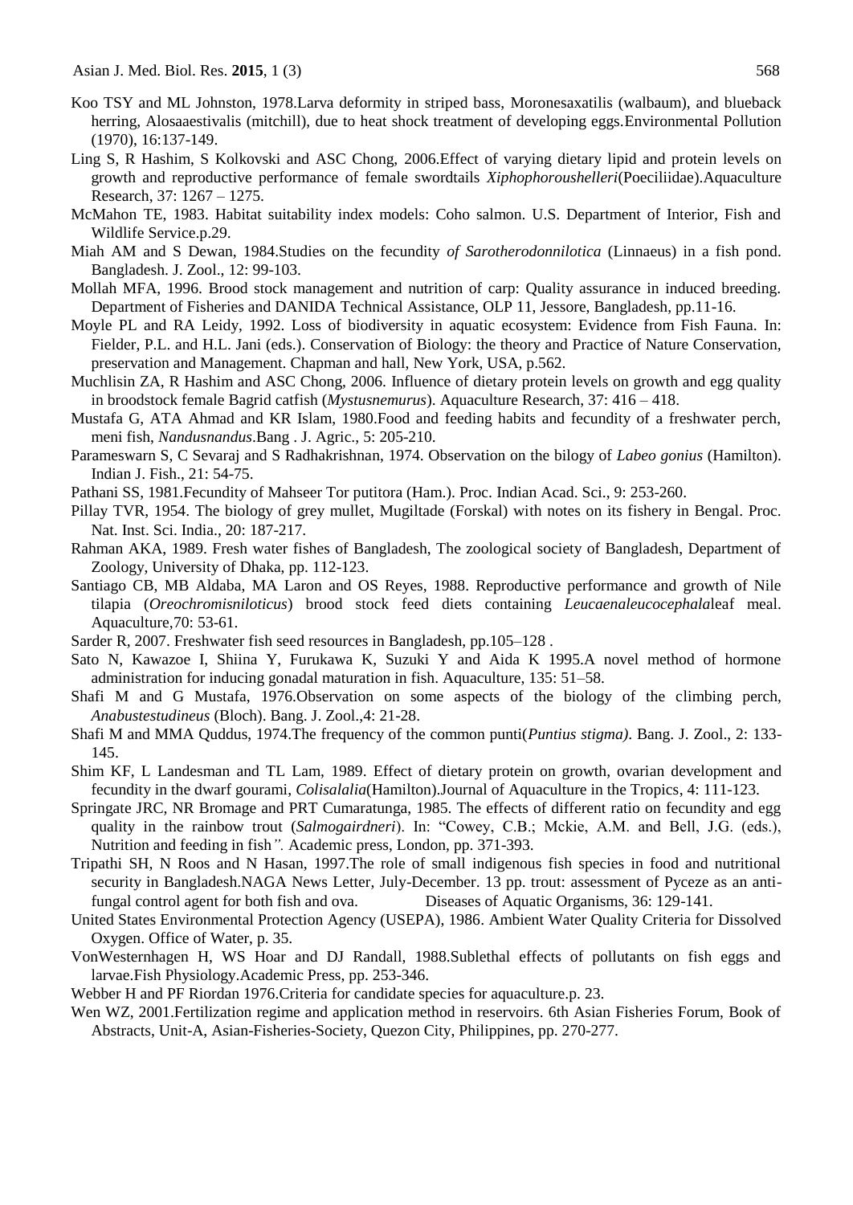Koo TSY and ML Johnston, 1978.Larva deformity in striped bass, Moronesaxatilis (walbaum), and blueback herring, Alosaaestivalis (mitchill), due to heat shock treatment of developing eggs.Environmental Pollution (1970), 16:137-149.

Ling S, R Hashim, S Kolkovski and ASC Chong, 2006.Effect of varying dietary lipid and protein levels on growth and reproductive performance of female swordtails *Xiphophorousshelleri*(Poeciliidae).Aquaculture Research, 37: 1267 – 1275.

McMahon TE, 1983. Habitat suitability index models: Coho salmon. U.S. Department of Interior, Fish and Wildlife Service.p.29.

Miah AM and S Dewan, 1984.Studies on the fecundity *of Sarotherodonnilotica* (Linnaeus) in a fish pond. Bangladesh. J. Zool., 12: 99-103.

Mollah MFA, 1996. Brood stock management and nutrition of carp: Quality assurance in induced breeding. Department of Fisheries and DANIDA Technical Assistance, OLP 11, Jessore, Bangladesh, pp.11-16.

Moyle PL and RA Leidy, 1992. Loss of biodiversity in aquatic ecosystem: Evidence from Fish Fauna. In: Fielder, P.L. and H.L. Jani (eds.). Conservation of Biology: the theory and Practice of Nature Conservation, preservation and Management. Chapman and hall, New York, USA, p.562.

Muchlisin ZA, R Hashim and ASC Chong, 2006. Influence of dietary protein levels on growth and egg quality in broodstock female Bagrid catfish (*Mystusnemurus*). Aquaculture Research, 37: 416 – 418.

Mustafa G, ATA Ahmad and KR Islam, 1980.Food and feeding habits and fecundity of a freshwater perch, meni fish, *Nandusnandus*.Bang . J. Agric., 5: 205-210.

Parameswarn S, C Sevaraj and S Radhakrishnan, 1974. Observation on the bilogy of *Labeo gonius* (Hamilton). Indian J. Fish., 21: 54-75.

Pathani SS, 1981.Fecundity of Mahseer Tor putitora (Ham.). Proc. Indian Acad. Sci., 9: 253-260.

Pillay TVR, 1954. The biology of grey mullet, Mugiltade (Forskal) with notes on its fishery in Bengal. Proc. Nat. Inst. Sci. India., 20: 187-217.

Rahman AKA, 1989. Fresh water fishes of Bangladesh, The zoological society of Bangladesh, Department of Zoology, University of Dhaka, pp. 112-123.

Santiago CB, MB Aldaba, MA Laron and OS Reyes, 1988. Reproductive performance and growth of Nile tilapia (*Oreochromisniloticus*) brood stock feed diets containing *Leucaenaleucocephala*leaf meal. Aquaculture,70: 53-61.

Sarder R, 2007. Freshwater fish seed resources in Bangladesh, pp.105–128 .

Sato N, Kawazoe I, Shiina Y, Furukawa K, Suzuki Y and Aida K 1995.A novel method of hormone administration for inducing gonadal maturation in fish. Aquaculture, 135: 51–58.

Shafi M and G Mustafa, 1976.Observation on some aspects of the biology of the climbing perch, *Anabustestudineus* (Bloch). Bang. J. Zool.,4: 21-28.

Shafi M and MMA Quddus, 1974.The frequency of the common punti(*Puntius stigma)*. Bang. J. Zool., 2: 133-145.

Shim KF, L Landesman and TL Lam, 1989. Effect of dietary protein on growth, ovarian development and fecundity in the dwarf gourami, *Colisalalia*(Hamilton).Journal of Aquaculture in the Tropics, 4: 111-123.

Springate JRC, NR Bromage and PRT Cumaratunga, 1985. The effects of different ratio on fecundity and egg quality in the rainbow trout (*Salmogairdneri*). In: "Cowey, C.B.; Mckie, A.M. and Bell, J.G. (eds.), Nutrition and feeding in fish*".* Academic press, London, pp. 371-393.

Tripathi SH, N Roos and N Hasan, 1997.The role of small indigenous fish species in food and nutritional security in Bangladesh.NAGA News Letter, July-December. 13 pp. trout: assessment of Pyceze as an anti-fungal control agent for both fish and ova. Diseases of Aquatic Organisms, 36: 129-141.

United States Environmental Protection Agency (USEPA), 1986. Ambient Water Quality Criteria for Dissolved Oxygen. Office of Water, p. 35.

VonWesternhagen H, WS Hoar and DJ Randall, 1988.Sublethal effects of pollutants on fish eggs and larvae.Fish Physiology.Academic Press, pp. 253-346.

Webber H and PF Riordan 1976.Criteria for candidate species for aquaculture.p. 23.

Wen WZ, 2001.Fertilization regime and application method in reservoirs. 6th Asian Fisheries Forum, Book of Abstracts, Unit-A, Asian-Fisheries-Society, Quezon City, Philippines, pp. 270-277.